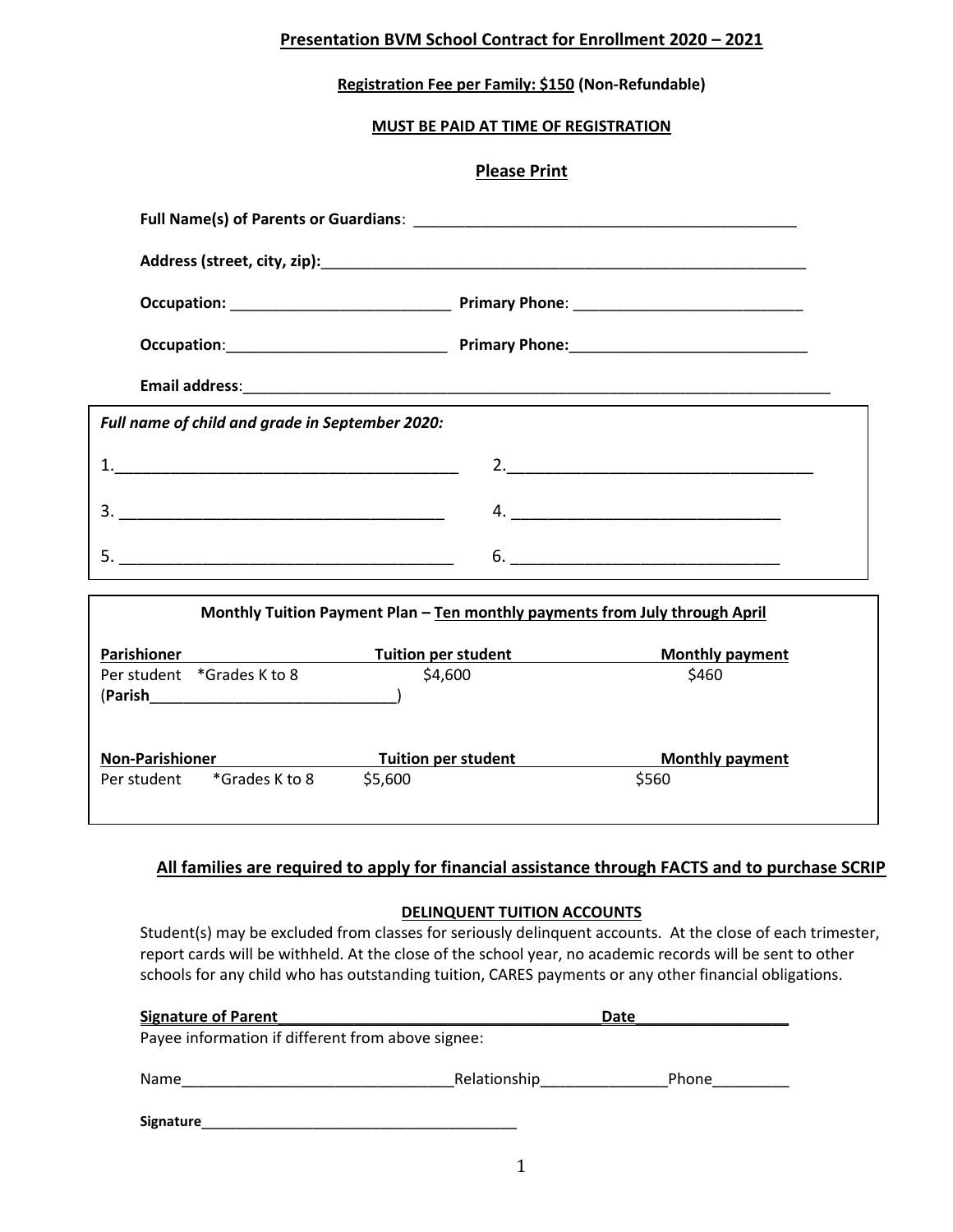## Presentation BVM School Contract for Enrollment 2020 – 2021

**Registration Fee per Family: $150 (Non-Refundable)**

**MUST BE PAID AT TIME OF REGISTRATION**

**Please Print**

**Full Name(s) of Parents or Guardians**: _______________________________________________

**Address (street, city, zip):**_____________________________________________________________

**Occupation:** ___________________________ **Primary Phone**: ____________________________

**Occupation**:___________________________ **Primary Phone:**_____________________________

**Email address**:_____________________________________________________________________

***Full name of child and grade in September 2020:***

1.______________________________________ 2.___________________________________

3. _____________________________________ 4. _______________________________

5. _____________________________________ 6. _______________________________

**Monthly Tuition Payment Plan – Ten monthly payments from July through April**

| **Parishioner** | **Tuition per student** | **Monthly payment** |
|---|---|---|
| Per student *Grades K to 8 (**Parish**______________________________) | $4,600 | $460 |
| **Non-Parishioner** | **Tuition per student** | **Monthly payment** |
| Per student *Grades K to 8 | $5,600 | $560 |

**All families are required to apply for financial assistance through FACTS and to purchase SCRIP**

**DELINQUENT TUITION ACCOUNTS**

Student(s) may be excluded from classes for seriously delinquent accounts. At the close of each trimester, report cards will be withheld. At the close of the school year, no academic records will be sent to other schools for any child who has outstanding tuition, CARES payments or any other financial obligations.

**Signature of Parent**________________________________________**Date**___________________

Payee information if different from above signee:

Name________________________________Relationship_______________Phone_________

**Signature**________________________________________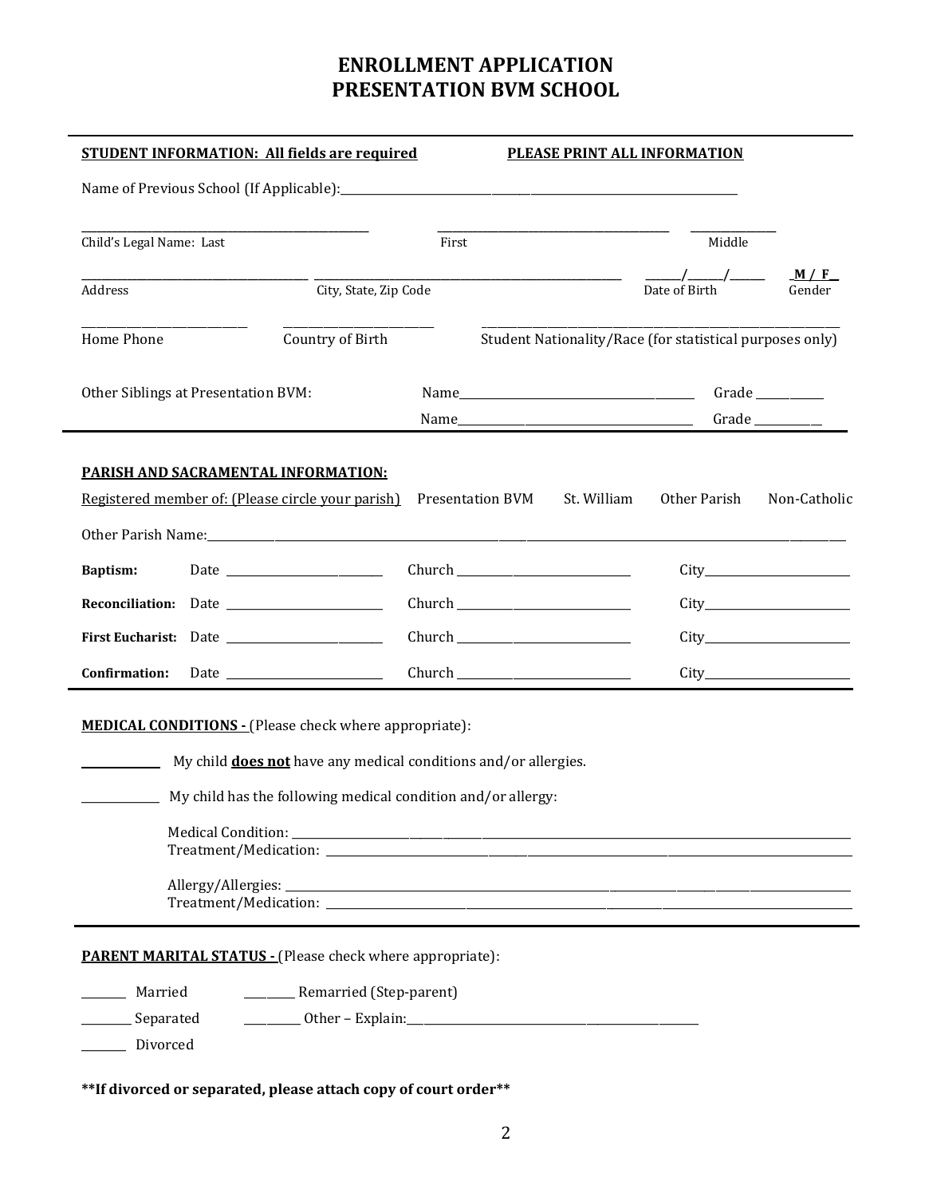# ENROLLMENT APPLICATION
# PRESENTATION BVM SCHOOL

**STUDENT INFORMATION: All fields are required** **PLEASE PRINT ALL INFORMATION**

Name of Previous School (If Applicable):______________________________

______________________ ______________________ ____________
Child's Legal Name: Last First Middle

______________________ ______________________ ____/____/____ M / F
Address City, State, Zip Code Date of Birth Gender

______________ ______________ ______________________________
Home Phone Country of Birth Student Nationality/Race (for statistical purposes only)

Other Siblings at Presentation BVM: Name______________________ Grade ________

Name______________________ Grade ________

**PARISH AND SACRAMENTAL INFORMATION:**

Registered member of: (Please circle your parish) Presentation BVM St. William Other Parish Non-Catholic

Other Parish Name:______________________________________________

| | | | |
|---|---|---|---|
| **Baptism:** | Date ______________ | Church ______________ | City______________ |
| **Reconciliation:** | Date ______________ | Church ______________ | City______________ |
| **First Eucharist:** | Date ______________ | Church ______________ | City______________ |
| **Confirmation:** | Date ______________ | Church ______________ | City______________ |

**MEDICAL CONDITIONS -** (Please check where appropriate):

________ My child **does not** have any medical conditions and/or allergies.

________ My child has the following medical condition and/or allergy:

Medical Condition: ______________________________________________
Treatment/Medication: ______________________________________________

Allergy/Allergies: ______________________________________________
Treatment/Medication: ______________________________________________

**PARENT MARITAL STATUS -** (Please check where appropriate):

______ Married ______ Remarried (Step-parent)

______ Separated ______ Other – Explain:______________________________

______ Divorced

**\*\*If divorced or separated, please attach copy of court order\*\***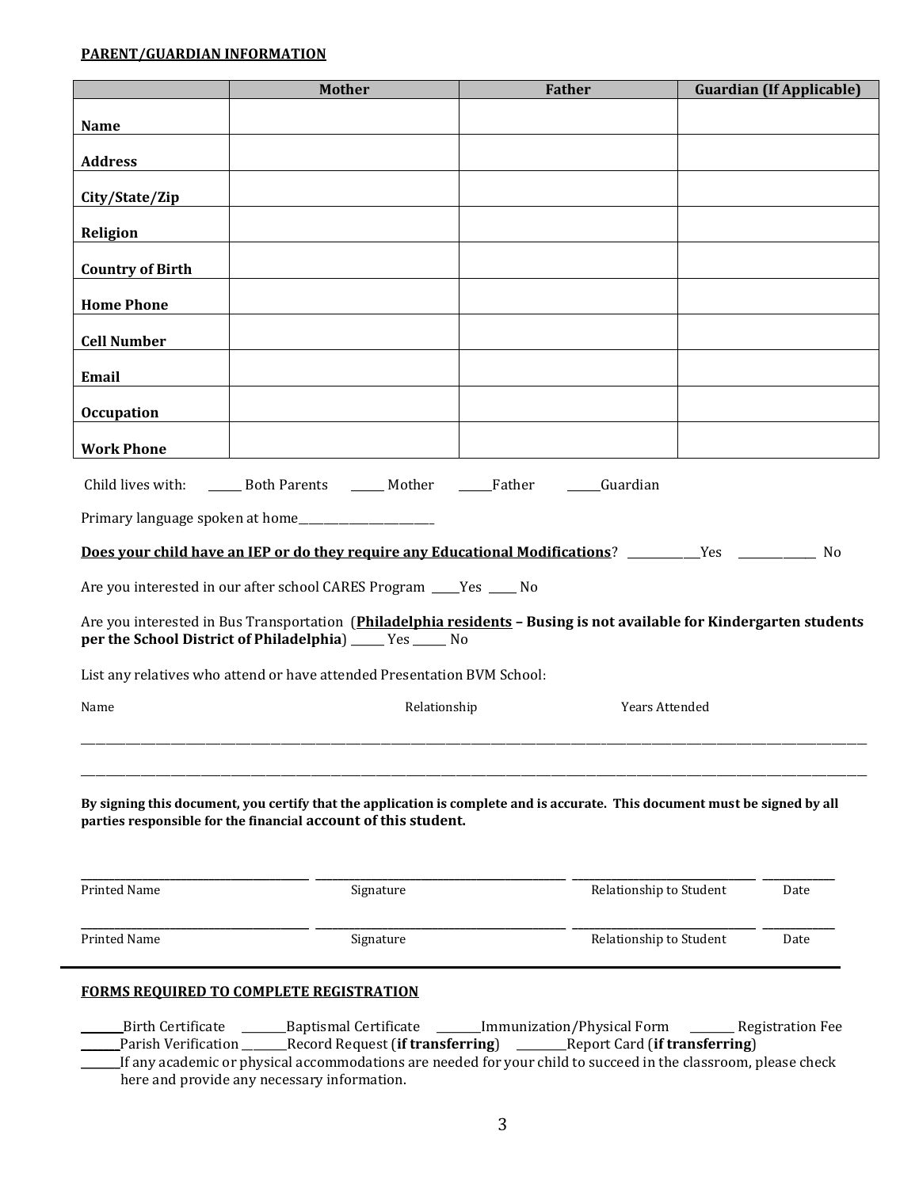**PARENT/GUARDIAN INFORMATION**

| | Mother | Father | Guardian (If Applicable) |
|---|---|---|---|
| **Name** | | | |
| **Address** | | | |
| **City/State/Zip** | | | |
| **Religion** | | | |
| **Country of Birth** | | | |
| **Home Phone** | | | |
| **Cell Number** | | | |
| **Email** | | | |
| **Occupation** | | | |
| **Work Phone** | | | |

Child lives with: ______ Both Parents ______ Mother ______Father ______Guardian

Primary language spoken at home________________________

**Does your child have an IEP or do they require any Educational Modifications**? _____________Yes ______________ No

Are you interested in our after school CARES Program _____Yes _____ No

Are you interested in Bus Transportation (**Philadelphia residents – Busing is not available for Kindergarten students per the School District of Philadelphia**) ______ Yes ______ No

List any relatives who attend or have attended Presentation BVM School:

Name Relationship Years Attended

_______________________________________________________________________________________________________________

_______________________________________________________________________________________________________________

**By signing this document, you certify that the application is complete and is accurate. This document must be signed by all parties responsible for the financial account of this student.**

_______________________________ _______________________________ _______________________________ __________
Printed Name Signature Relationship to Student Date

_______________________________ _______________________________ _______________________________ __________
Printed Name Signature Relationship to Student Date

**FORMS REQUIRED TO COMPLETE REGISTRATION**

_______Birth Certificate _______Baptismal Certificate _______Immunization/Physical Form _______ Registration Fee
______Parish Verification _______Record Request (**if transferring**) ________Report Card (**if transferring**)
______If any academic or physical accommodations are needed for your child to succeed in the classroom, please check here and provide any necessary information.